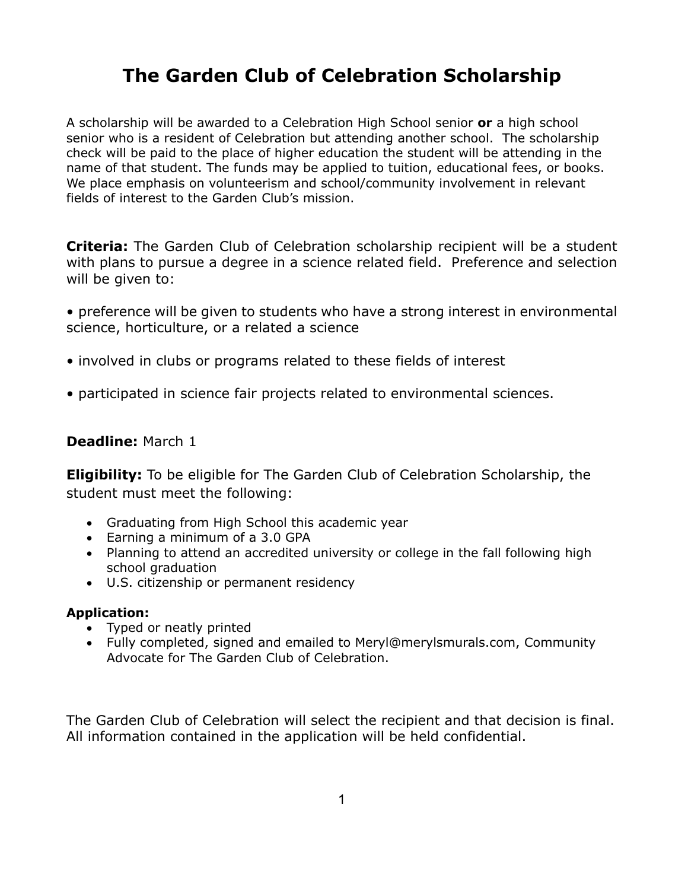# The Garden Club of Celebration Scholarship

A scholarship will be awarded to a Celebration High School senior **or** a high school senior who is a resident of Celebration but attending another school. The scholarship check will be paid to the place of higher education the student will be attending in the name of that student. The funds may be applied to tuition, educational fees, or books. We place emphasis on volunteerism and school/community involvement in relevant fields of interest to the Garden Club's mission.

**Criteria:** The Garden Club of Celebration scholarship recipient will be a student with plans to pursue a degree in a science related field. Preference and selection will be given to:

• preference will be given to students who have a strong interest in environmental science, horticulture, or a related a science

• involved in clubs or programs related to these fields of interest

• participated in science fair projects related to environmental sciences.

**Deadline:** March 1

**Eligibility:** To be eligible for The Garden Club of Celebration Scholarship, the student must meet the following:

- Graduating from High School this academic year
- Earning a minimum of a 3.0 GPA
- Planning to attend an accredited university or college in the fall following high school graduation
- U.S. citizenship or permanent residency

**Application:**

- Typed or neatly printed
- Fully completed, signed and emailed to Meryl@merylsmurals.com, Community Advocate for The Garden Club of Celebration.

The Garden Club of Celebration will select the recipient and that decision is final. All information contained in the application will be held confidential.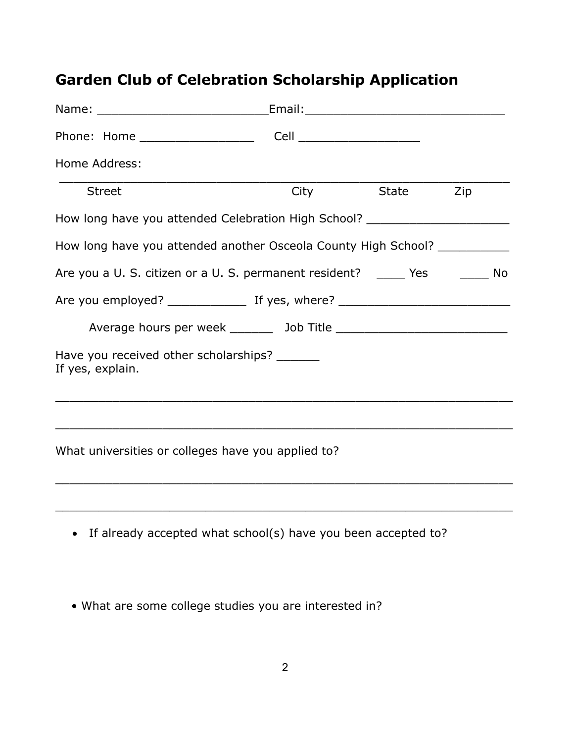## Garden Club of Celebration Scholarship Application

Name: ________________________ Email: ____________________________

Phone: Home ________________ Cell _________________

Home Address:

_________________________________________________________________

Street City State Zip

How long have you attended Celebration High School? ____________________

How long have you attended another Osceola County High School? __________

Are you a U. S. citizen or a U. S. permanent resident? ____ Yes ____ No

Are you employed? ___________ If yes, where? ________________________

Average hours per week ______ Job Title ________________________

Have you received other scholarships? ______
If yes, explain.

_________________________________________________________________

_________________________________________________________________

What universities or colleges have you applied to?

_________________________________________________________________

_________________________________________________________________

- If already accepted what school(s) have you been accepted to?

- What are some college studies you are interested in?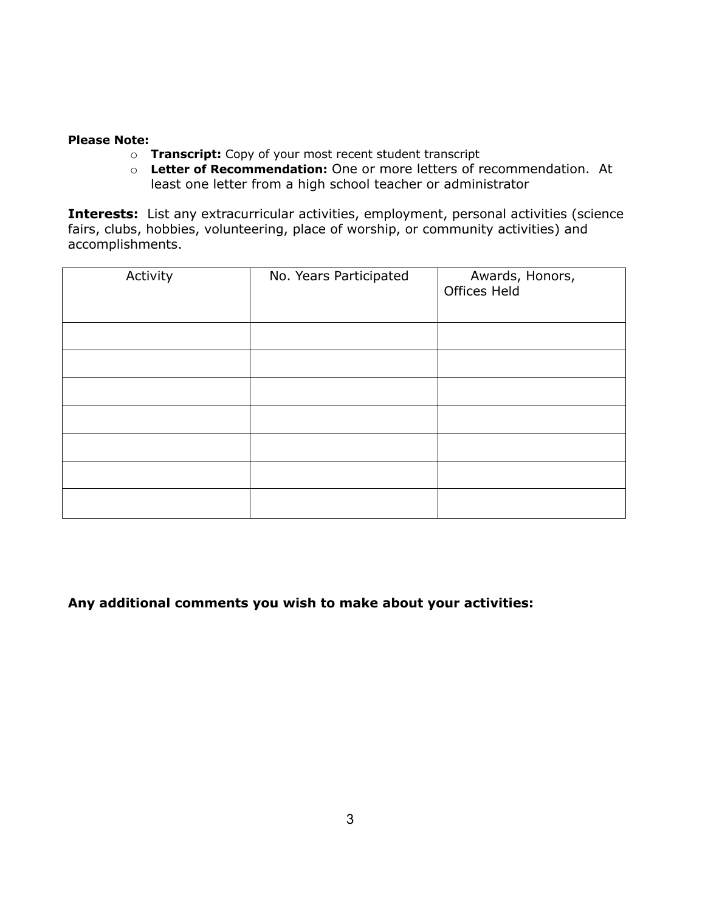**Please Note:**

- **Transcript:** Copy of your most recent student transcript
- **Letter of Recommendation:** One or more letters of recommendation. At least one letter from a high school teacher or administrator

**Interests:** List any extracurricular activities, employment, personal activities (science fairs, clubs, hobbies, volunteering, place of worship, or community activities) and accomplishments.

| Activity | No. Years Participated | Awards, Honors, Offices Held |
|---|---|---|
| | | |
| | | |
| | | |
| | | |
| | | |
| | | |
| | | |

**Any additional comments you wish to make about your activities:**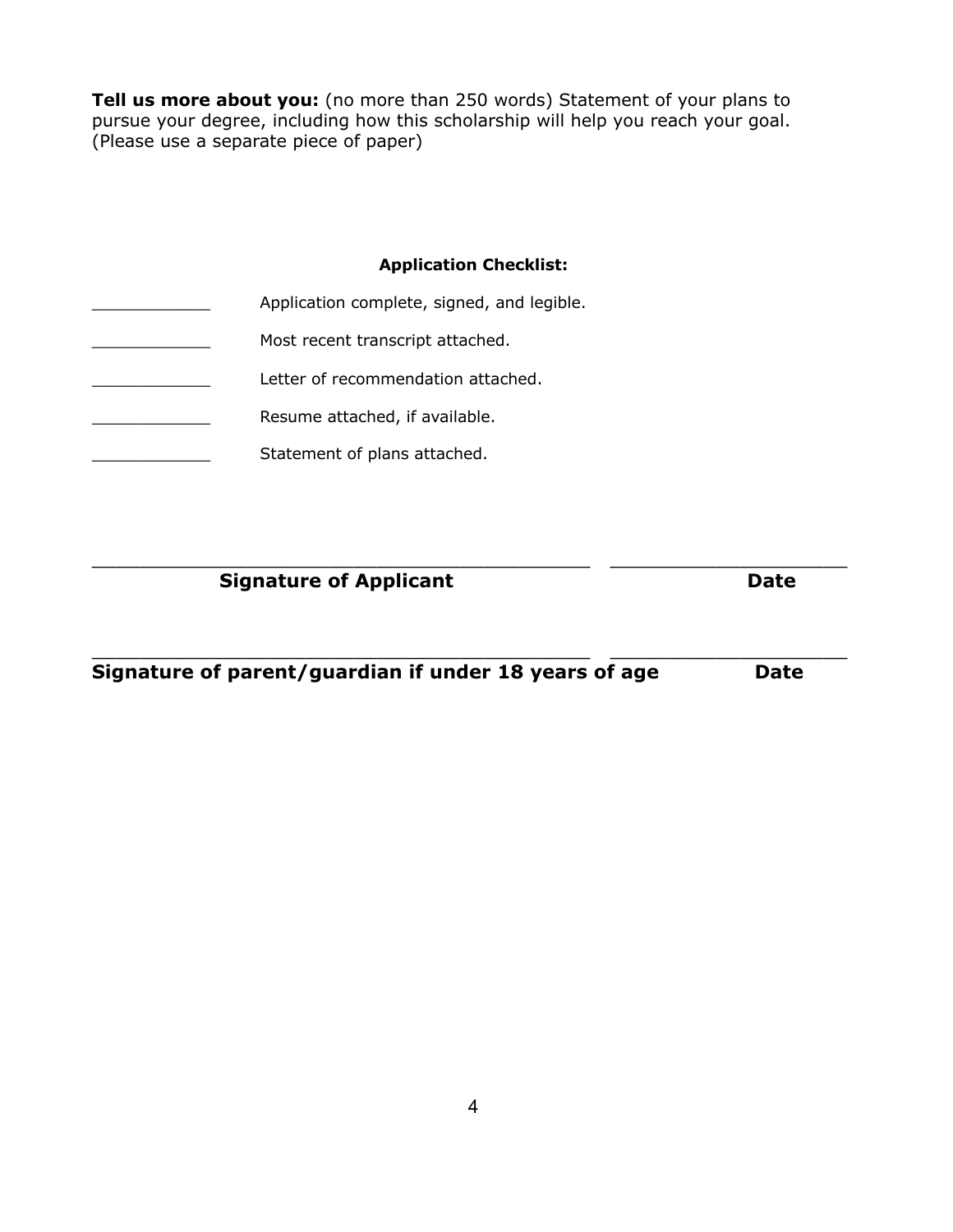**Tell us more about you:** (no more than 250 words) Statement of your plans to pursue your degree, including how this scholarship will help you reach your goal. (Please use a separate piece of paper)

**Application Checklist:**

____________ Application complete, signed, and legible.

____________ Most recent transcript attached.

____________ Letter of recommendation attached.

____________ Resume attached, if available.

____________ Statement of plans attached.

_________________________________________ ____________________

**Signature of Applicant** **Date**

_________________________________________ ____________________

**Signature of parent/guardian if under 18 years of age** **Date**